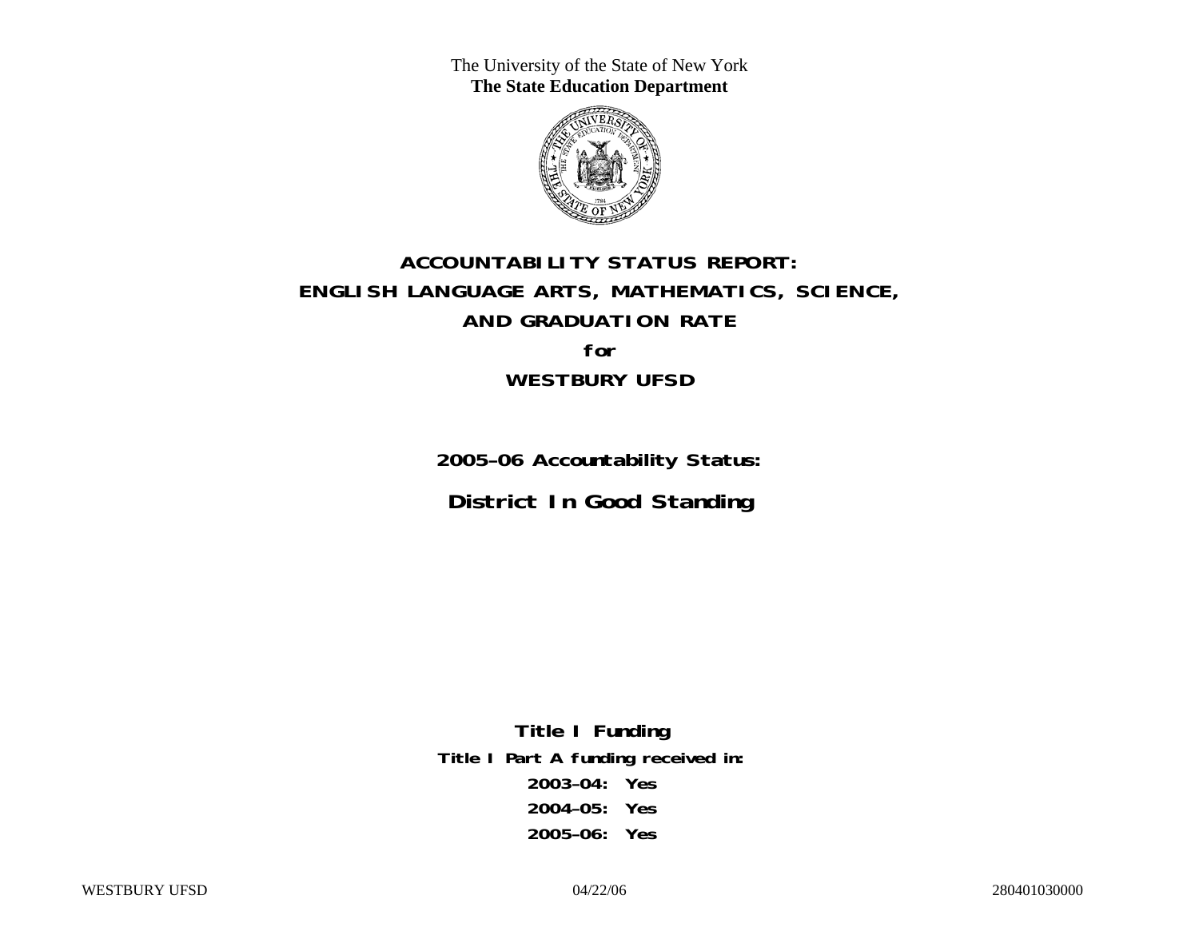The University of the State of New York
**The State Education Department**

# ACCOUNTABILITY STATUS REPORT: ENGLISH LANGUAGE ARTS, MATHEMATICS, SCIENCE, AND GRADUATION RATE

**for**

## WESTBURY UFSD

**2005–06 Accountability Status:**

## District In Good Standing

**Title I Funding**

**Title I Part A funding received in:**

**2003–04: Yes**

**2004–05: Yes**

**2005–06: Yes**

WESTBURY UFSD 04/22/06 280401030000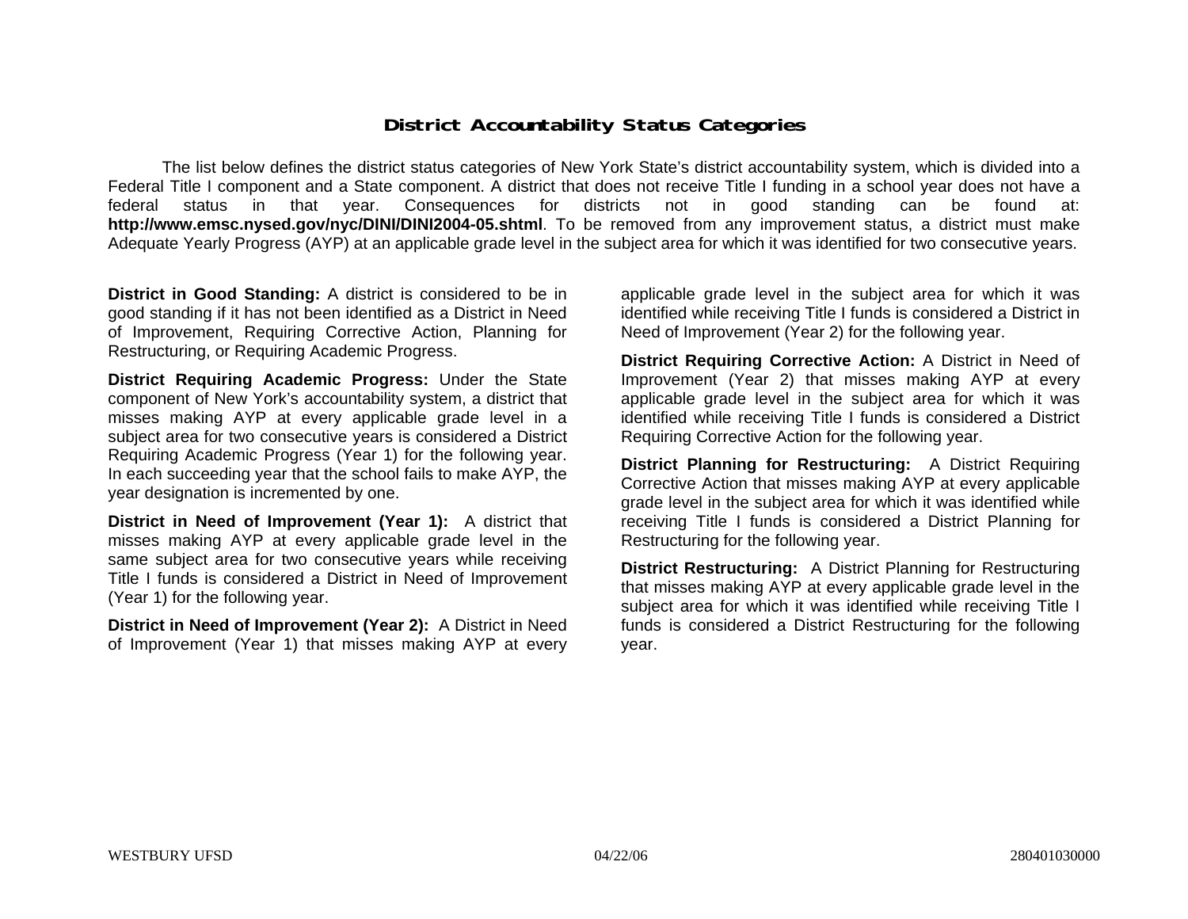# District Accountability Status Categories

The list below defines the district status categories of New York State's district accountability system, which is divided into a Federal Title I component and a State component. A district that does not receive Title I funding in a school year does not have a federal status in that year. Consequences for districts not in good standing can be found at: **http://www.emsc.nysed.gov/nyc/DINI/DINI2004-05.shtml**. To be removed from any improvement status, a district must make Adequate Yearly Progress (AYP) at an applicable grade level in the subject area for which it was identified for two consecutive years.

**District in Good Standing:** A district is considered to be in good standing if it has not been identified as a District in Need of Improvement, Requiring Corrective Action, Planning for Restructuring, or Requiring Academic Progress.

**District Requiring Academic Progress:** Under the State component of New York's accountability system, a district that misses making AYP at every applicable grade level in a subject area for two consecutive years is considered a District Requiring Academic Progress (Year 1) for the following year. In each succeeding year that the school fails to make AYP, the year designation is incremented by one.

**District in Need of Improvement (Year 1):** A district that misses making AYP at every applicable grade level in the same subject area for two consecutive years while receiving Title I funds is considered a District in Need of Improvement (Year 1) for the following year.

**District in Need of Improvement (Year 2):** A District in Need of Improvement (Year 1) that misses making AYP at every applicable grade level in the subject area for which it was identified while receiving Title I funds is considered a District in Need of Improvement (Year 2) for the following year.

**District Requiring Corrective Action:** A District in Need of Improvement (Year 2) that misses making AYP at every applicable grade level in the subject area for which it was identified while receiving Title I funds is considered a District Requiring Corrective Action for the following year.

**District Planning for Restructuring:** A District Requiring Corrective Action that misses making AYP at every applicable grade level in the subject area for which it was identified while receiving Title I funds is considered a District Planning for Restructuring for the following year.

**District Restructuring:** A District Planning for Restructuring that misses making AYP at every applicable grade level in the subject area for which it was identified while receiving Title I funds is considered a District Restructuring for the following year.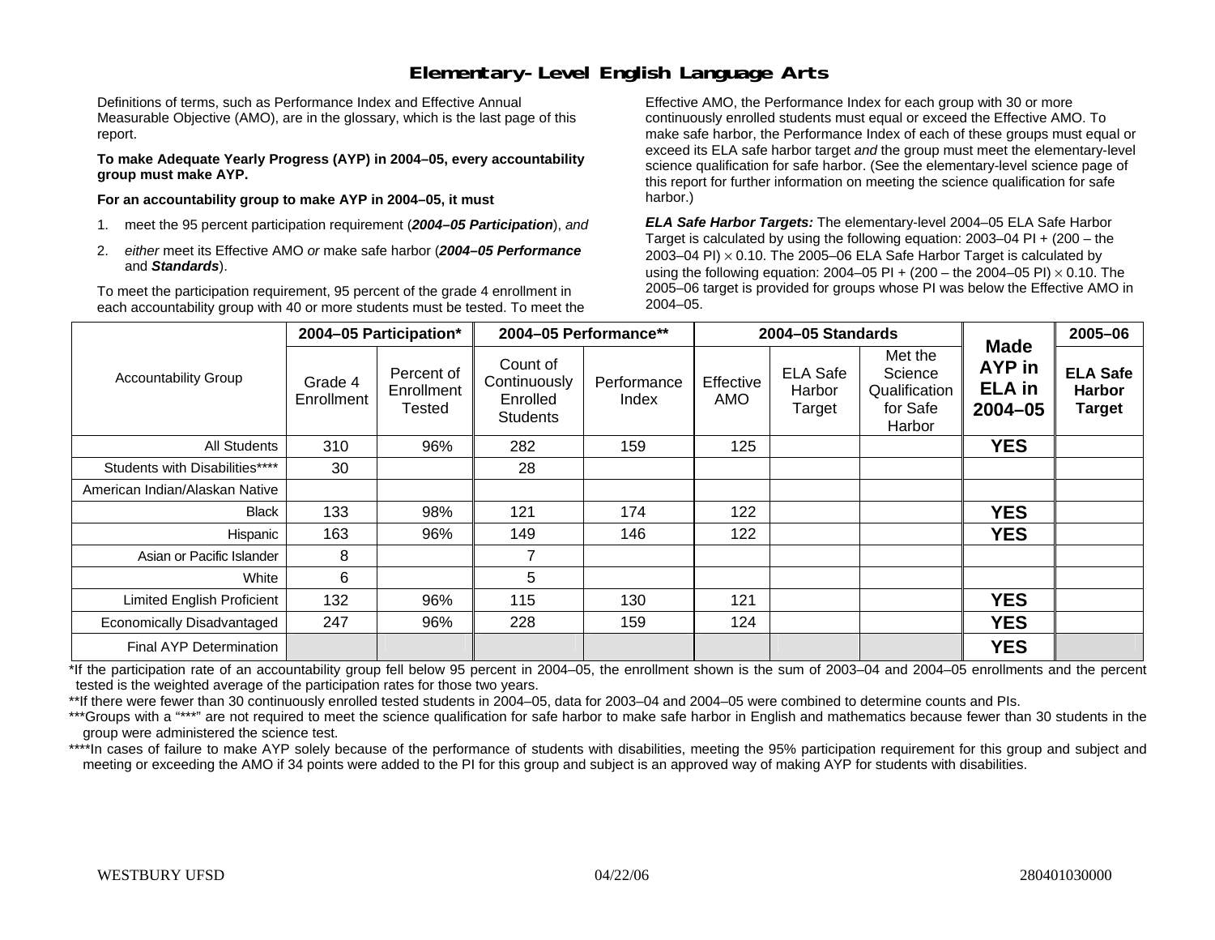# Elementary-Level English Language Arts

Definitions of terms, such as Performance Index and Effective Annual Measurable Objective (AMO), are in the glossary, which is the last page of this report.

**To make Adequate Yearly Progress (AYP) in 2004–05, every accountability group must make AYP.**

**For an accountability group to make AYP in 2004–05, it must**

1. meet the 95 percent participation requirement (***2004–05 Participation***), *and*
2. *either* meet its Effective AMO *or* make safe harbor (***2004–05 Performance*** and ***Standards***).

To meet the participation requirement, 95 percent of the grade 4 enrollment in each accountability group with 40 or more students must be tested. To meet the Effective AMO, the Performance Index for each group with 30 or more continuously enrolled students must equal or exceed the Effective AMO. To make safe harbor, the Performance Index of each of these groups must equal or exceed its ELA safe harbor target *and* the group must meet the elementary-level science qualification for safe harbor. (See the elementary-level science page of this report for further information on meeting the science qualification for safe harbor.)

***ELA Safe Harbor Targets:*** The elementary-level 2004–05 ELA Safe Harbor Target is calculated by using the following equation: 2003–04 PI + (200 – the 2003–04 PI) × 0.10. The 2005–06 ELA Safe Harbor Target is calculated by using the following equation: 2004–05 PI + (200 – the 2004–05 PI) × 0.10. The 2005–06 target is provided for groups whose PI was below the Effective AMO in 2004–05.

| Accountability Group | 2004–05 Participation* | | 2004–05 Performance** | | 2004–05 Standards | | | Made AYP in ELA in 2004–05 | 2005–06 |
|---|---|---|---|---|---|---|---|---|---|
| | Grade 4 Enrollment | Percent of Enrollment Tested | Count of Continuously Enrolled Students | Performance Index | Effective AMO | ELA Safe Harbor Target | Met the Science Qualification for Safe Harbor | | ELA Safe Harbor Target |
| All Students | 310 | 96% | 282 | 159 | 125 | | | **YES** | |
| Students with Disabilities**** | 30 | | 28 | | | | | | |
| American Indian/Alaskan Native | | | | | | | | | |
| Black | 133 | 98% | 121 | 174 | 122 | | | **YES** | |
| Hispanic | 163 | 96% | 149 | 146 | 122 | | | **YES** | |
| Asian or Pacific Islander | 8 | | 7 | | | | | | |
| White | 6 | | 5 | | | | | | |
| Limited English Proficient | 132 | 96% | 115 | 130 | 121 | | | **YES** | |
| Economically Disadvantaged | 247 | 96% | 228 | 159 | 124 | | | **YES** | |
| Final AYP Determination | | | | | | | | **YES** | |

*If the participation rate of an accountability group fell below 95 percent in 2004–05, the enrollment shown is the sum of 2003–04 and 2004–05 enrollments and the percent tested is the weighted average of the participation rates for those two years.

**If there were fewer than 30 continuously enrolled tested students in 2004–05, data for 2003–04 and 2004–05 were combined to determine counts and PIs.

***Groups with a "***" are not required to meet the science qualification for safe harbor to make safe harbor in English and mathematics because fewer than 30 students in the group were administered the science test.

****In cases of failure to make AYP solely because of the performance of students with disabilities, meeting the 95% participation requirement for this group and subject and meeting or exceeding the AMO if 34 points were added to the PI for this group and subject is an approved way of making AYP for students with disabilities.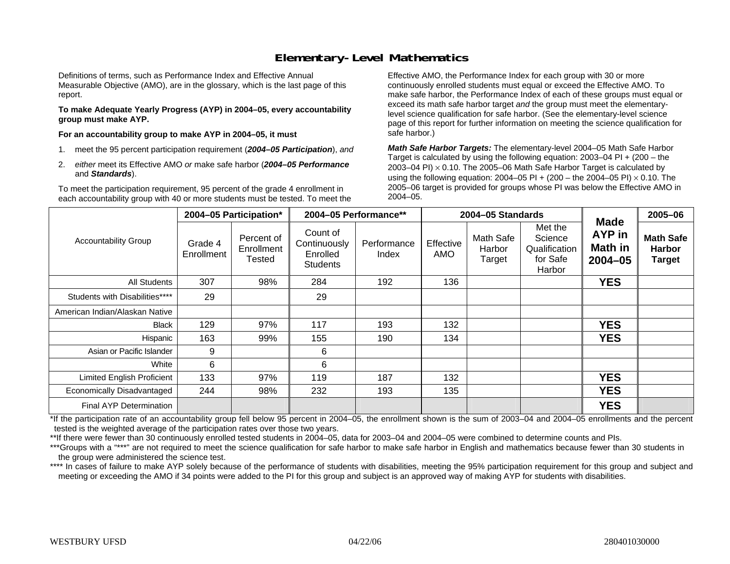# Elementary-Level Mathematics

Definitions of terms, such as Performance Index and Effective Annual Measurable Objective (AMO), are in the glossary, which is the last page of this report.

**To make Adequate Yearly Progress (AYP) in 2004–05, every accountability group must make AYP.**

**For an accountability group to make AYP in 2004–05, it must**

1. meet the 95 percent participation requirement (***2004–05 Participation***), *and*
2. *either* meet its Effective AMO *or* make safe harbor (***2004–05 Performance*** and ***Standards***).

To meet the participation requirement, 95 percent of the grade 4 enrollment in each accountability group with 40 or more students must be tested. To meet the Effective AMO, the Performance Index for each group with 30 or more continuously enrolled students must equal or exceed the Effective AMO. To make safe harbor, the Performance Index of each of these groups must equal or exceed its math safe harbor target *and* the group must meet the elementary-level science qualification for safe harbor. (See the elementary-level science page of this report for further information on meeting the science qualification for safe harbor.)

***Math Safe Harbor Targets:*** The elementary-level 2004–05 Math Safe Harbor Target is calculated by using the following equation: 2003–04 PI + (200 – the 2003–04 PI) $\times$ 0.10. The 2005–06 Math Safe Harbor Target is calculated by using the following equation: 2004–05 PI + (200 – the 2004–05 PI) $\times$ 0.10. The 2005–06 target is provided for groups whose PI was below the Effective AMO in 2004–05.

| Accountability Group | 2004–05 Participation* | | 2004–05 Performance** | | 2004–05 Standards | | | Made AYP in Math in 2004–05 | 2005–06 |
|---|---|---|---|---|---|---|---|---|---|
| | Grade 4 Enrollment | Percent of Enrollment Tested | Count of Continuously Enrolled Students | Performance Index | Effective AMO | Math Safe Harbor Target | Met the Science Qualification for Safe Harbor | | Math Safe Harbor Target |
| All Students | 307 | 98% | 284 | 192 | 136 | | | **YES** | |
| Students with Disabilities**** | 29 | | 29 | | | | | | |
| American Indian/Alaskan Native | | | | | | | | | |
| Black | 129 | 97% | 117 | 193 | 132 | | | **YES** | |
| Hispanic | 163 | 99% | 155 | 190 | 134 | | | **YES** | |
| Asian or Pacific Islander | 9 | | 6 | | | | | | |
| White | 6 | | 6 | | | | | | |
| Limited English Proficient | 133 | 97% | 119 | 187 | 132 | | | **YES** | |
| Economically Disadvantaged | 244 | 98% | 232 | 193 | 135 | | | **YES** | |
| Final AYP Determination | | | | | | | | **YES** | |

*If the participation rate of an accountability group fell below 95 percent in 2004–05, the enrollment shown is the sum of 2003–04 and 2004–05 enrollments and the percent tested is the weighted average of the participation rates over those two years.

**If there were fewer than 30 continuously enrolled tested students in 2004–05, data for 2003–04 and 2004–05 were combined to determine counts and PIs.

***Groups with a "***" are not required to meet the science qualification for safe harbor to make safe harbor in English and mathematics because fewer than 30 students in the group were administered the science test.

**** In cases of failure to make AYP solely because of the performance of students with disabilities, meeting the 95% participation requirement for this group and subject and meeting or exceeding the AMO if 34 points were added to the PI for this group and subject is an approved way of making AYP for students with disabilities.

WESTBURY UFSD 04/22/06 280401030000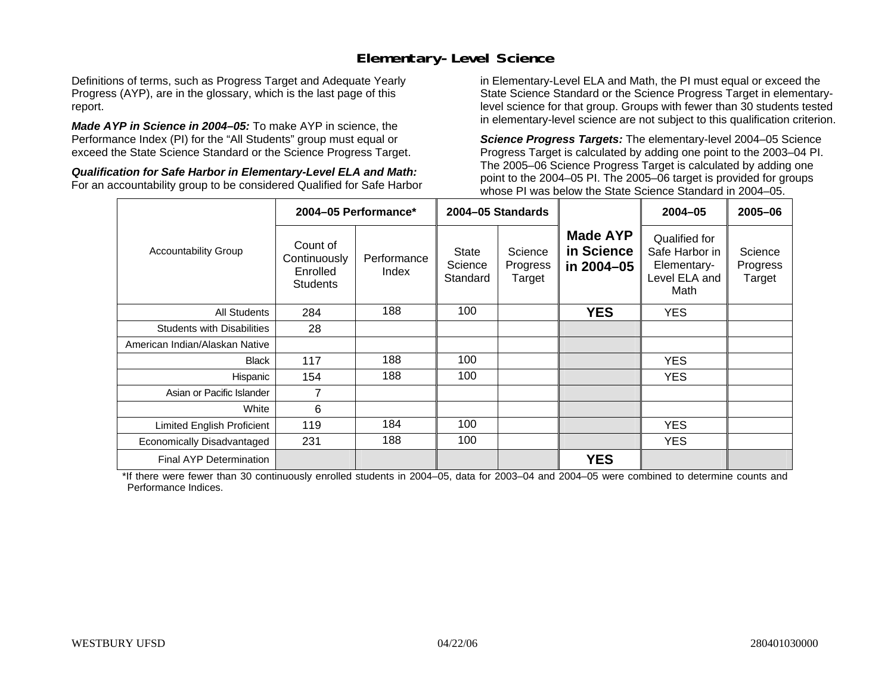# Elementary-Level Science

Definitions of terms, such as Progress Target and Adequate Yearly Progress (AYP), are in the glossary, which is the last page of this report.

***Made AYP in Science in 2004–05:*** To make AYP in science, the Performance Index (PI) for the "All Students" group must equal or exceed the State Science Standard or the Science Progress Target.

***Qualification for Safe Harbor in Elementary-Level ELA and Math:*** For an accountability group to be considered Qualified for Safe Harbor in Elementary-Level ELA and Math, the PI must equal or exceed the State Science Standard or the Science Progress Target in elementary-level science for that group. Groups with fewer than 30 students tested in elementary-level science are not subject to this qualification criterion.

***Science Progress Targets:*** The elementary-level 2004–05 Science Progress Target is calculated by adding one point to the 2003–04 PI. The 2005–06 Science Progress Target is calculated by adding one point to the 2004–05 PI. The 2005–06 target is provided for groups whose PI was below the State Science Standard in 2004–05.

| Accountability Group | 2004–05 Performance* | | 2004–05 Standards | | Made AYP in Science in 2004–05 | 2004–05 | 2005–06 |
|---|---|---|---|---|---|---|---|
| | Count of Continuously Enrolled Students | Performance Index | State Science Standard | Science Progress Target | | Qualified for Safe Harbor in Elementary-Level ELA and Math | Science Progress Target |
| All Students | 284 | 188 | 100 | | **YES** | YES | |
| Students with Disabilities | 28 | | | | | | |
| American Indian/Alaskan Native | | | | | | | |
| Black | 117 | 188 | 100 | | | YES | |
| Hispanic | 154 | 188 | 100 | | | YES | |
| Asian or Pacific Islander | 7 | | | | | | |
| White | 6 | | | | | | |
| Limited English Proficient | 119 | 184 | 100 | | | YES | |
| Economically Disadvantaged | 231 | 188 | 100 | | | YES | |
| Final AYP Determination | | | | | **YES** | | |

*If there were fewer than 30 continuously enrolled students in 2004–05, data for 2003–04 and 2004–05 were combined to determine counts and Performance Indices.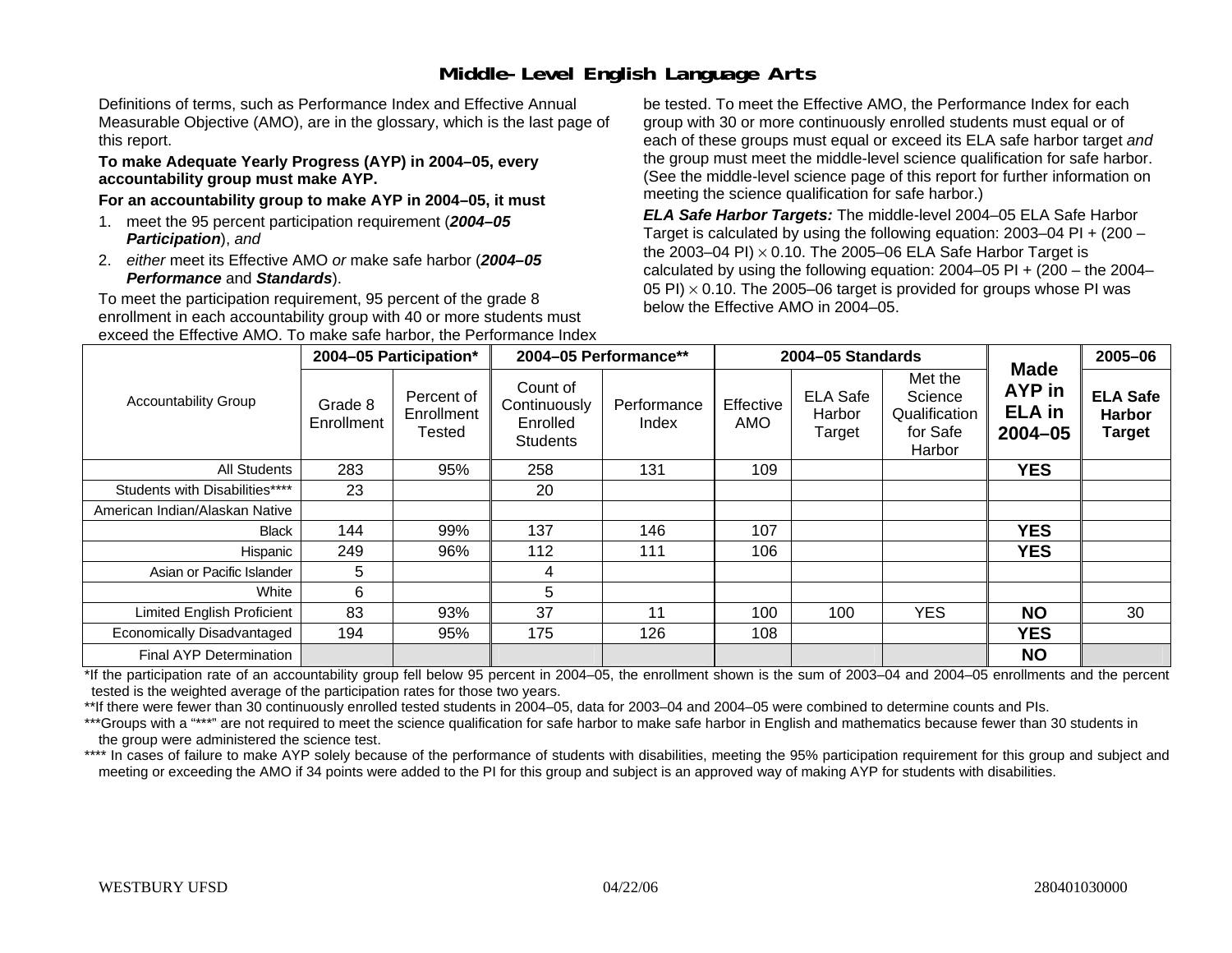# Middle-Level English Language Arts

Definitions of terms, such as Performance Index and Effective Annual Measurable Objective (AMO), are in the glossary, which is the last page of this report.

**To make Adequate Yearly Progress (AYP) in 2004–05, every accountability group must make AYP.**

**For an accountability group to make AYP in 2004–05, it must**

1. meet the 95 percent participation requirement (***2004–05 Participation***), *and*
2. *either* meet its Effective AMO *or* make safe harbor (***2004–05 Performance*** and ***Standards***).

To meet the participation requirement, 95 percent of the grade 8 enrollment in each accountability group with 40 or more students must be tested. To meet the Effective AMO, the Performance Index for each group with 30 or more continuously enrolled students must equal or exceed the Effective AMO. To make safe harbor, the Performance Index of each of these groups must equal or exceed its ELA safe harbor target *and* the group must meet the middle-level science qualification for safe harbor. (See the middle-level science page of this report for further information on meeting the science qualification for safe harbor.)

***ELA Safe Harbor Targets:*** The middle-level 2004–05 ELA Safe Harbor Target is calculated by using the following equation: 2003–04 PI + (200 – the 2003–04 PI) $\times$ 0.10. The 2005–06 ELA Safe Harbor Target is calculated by using the following equation: 2004–05 PI + (200 – the 2004–05 PI) $\times$ 0.10. The 2005–06 target is provided for groups whose PI was below the Effective AMO in 2004–05.

| Accountability Group | 2004–05 Participation* | | 2004–05 Performance** | | 2004–05 Standards | | | Made AYP in ELA in 2004–05 | 2005–06 |
|---|---|---|---|---|---|---|---|---|---|
| | Grade 8 Enrollment | Percent of Enrollment Tested | Count of Continuously Enrolled Students | Performance Index | Effective AMO | ELA Safe Harbor Target | Met the Science Qualification for Safe Harbor | | ELA Safe Harbor Target |
| All Students | 283 | 95% | 258 | 131 | 109 | | | **YES** | |
| Students with Disabilities**** | 23 | | 20 | | | | | | |
| American Indian/Alaskan Native | | | | | | | | | |
| Black | 144 | 99% | 137 | 146 | 107 | | | **YES** | |
| Hispanic | 249 | 96% | 112 | 111 | 106 | | | **YES** | |
| Asian or Pacific Islander | 5 | | 4 | | | | | | |
| White | 6 | | 5 | | | | | | |
| Limited English Proficient | 83 | 93% | 37 | 11 | 100 | 100 | YES | **NO** | 30 |
| Economically Disadvantaged | 194 | 95% | 175 | 126 | 108 | | | **YES** | |
| Final AYP Determination | | | | | | | | **NO** | |

*If the participation rate of an accountability group fell below 95 percent in 2004–05, the enrollment shown is the sum of 2003–04 and 2004–05 enrollments and the percent tested is the weighted average of the participation rates for those two years.

**If there were fewer than 30 continuously enrolled tested students in 2004–05, data for 2003–04 and 2004–05 were combined to determine counts and PIs.

***Groups with a "***" are not required to meet the science qualification for safe harbor to make safe harbor in English and mathematics because fewer than 30 students in the group were administered the science test.

**** In cases of failure to make AYP solely because of the performance of students with disabilities, meeting the 95% participation requirement for this group and subject and meeting or exceeding the AMO if 34 points were added to the PI for this group and subject is an approved way of making AYP for students with disabilities.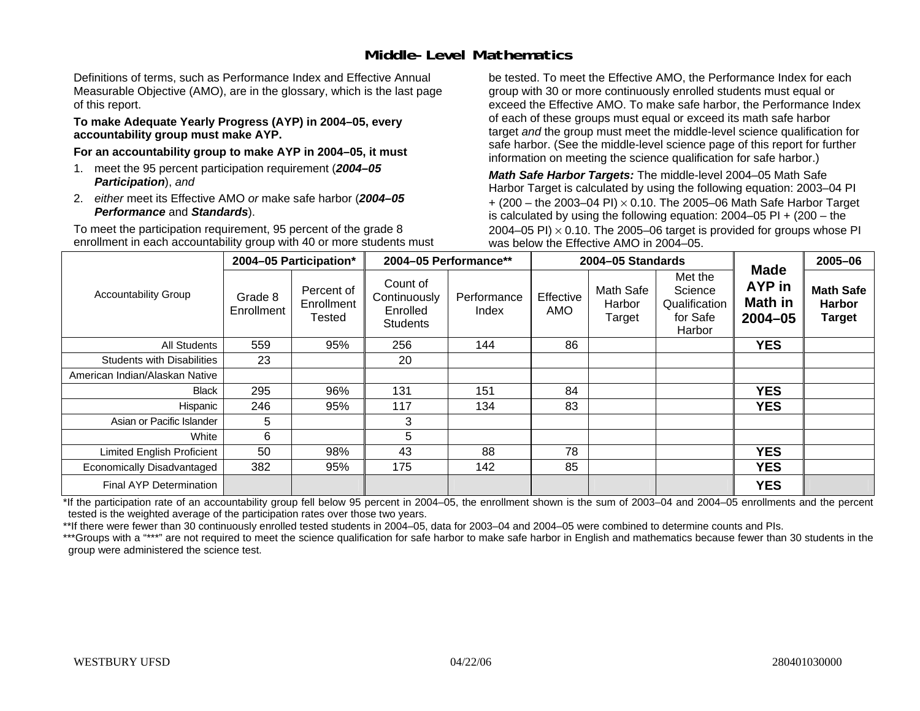# Middle-Level Mathematics

Definitions of terms, such as Performance Index and Effective Annual Measurable Objective (AMO), are in the glossary, which is the last page of this report.

**To make Adequate Yearly Progress (AYP) in 2004–05, every accountability group must make AYP.**

**For an accountability group to make AYP in 2004–05, it must**

1. meet the 95 percent participation requirement (***2004–05 Participation***), *and*
2. *either* meet its Effective AMO *or* make safe harbor (***2004–05 Performance*** and ***Standards***).

To meet the participation requirement, 95 percent of the grade 8 enrollment in each accountability group with 40 or more students must be tested. To meet the Effective AMO, the Performance Index for each group with 30 or more continuously enrolled students must equal or exceed the Effective AMO. To make safe harbor, the Performance Index of each of these groups must equal or exceed its math safe harbor target *and* the group must meet the middle-level science qualification for safe harbor. (See the middle-level science page of this report for further information on meeting the science qualification for safe harbor.)

***Math Safe Harbor Targets:*** The middle-level 2004–05 Math Safe Harbor Target is calculated by using the following equation: 2003–04 PI + (200 – the 2003–04 PI) $\times$ 0.10. The 2005–06 Math Safe Harbor Target is calculated by using the following equation: 2004–05 PI + (200 – the 2004–05 PI) $\times$ 0.10. The 2005–06 target is provided for groups whose PI was below the Effective AMO in 2004–05.

| Accountability Group | 2004–05 Participation* | | 2004–05 Performance** | | 2004–05 Standards | | | Made AYP in Math in 2004–05 | 2005–06 |
|---|---|---|---|---|---|---|---|---|---|
| | Grade 8 Enrollment | Percent of Enrollment Tested | Count of Continuously Enrolled Students | Performance Index | Effective AMO | Math Safe Harbor Target | Met the Science Qualification for Safe Harbor | | Math Safe Harbor Target |
| All Students | 559 | 95% | 256 | 144 | 86 | | | YES | |
| Students with Disabilities | 23 | | 20 | | | | | | |
| American Indian/Alaskan Native | | | | | | | | | |
| Black | 295 | 96% | 131 | 151 | 84 | | | YES | |
| Hispanic | 246 | 95% | 117 | 134 | 83 | | | YES | |
| Asian or Pacific Islander | 5 | | 3 | | | | | | |
| White | 6 | | 5 | | | | | | |
| Limited English Proficient | 50 | 98% | 43 | 88 | 78 | | | YES | |
| Economically Disadvantaged | 382 | 95% | 175 | 142 | 85 | | | YES | |
| Final AYP Determination | | | | | | | | YES | |

*If the participation rate of an accountability group fell below 95 percent in 2004–05, the enrollment shown is the sum of 2003–04 and 2004–05 enrollments and the percent tested is the weighted average of the participation rates over those two years.

**If there were fewer than 30 continuously enrolled tested students in 2004–05, data for 2003–04 and 2004–05 were combined to determine counts and PIs.

***Groups with a "***" are not required to meet the science qualification for safe harbor to make safe harbor in English and mathematics because fewer than 30 students in the group were administered the science test.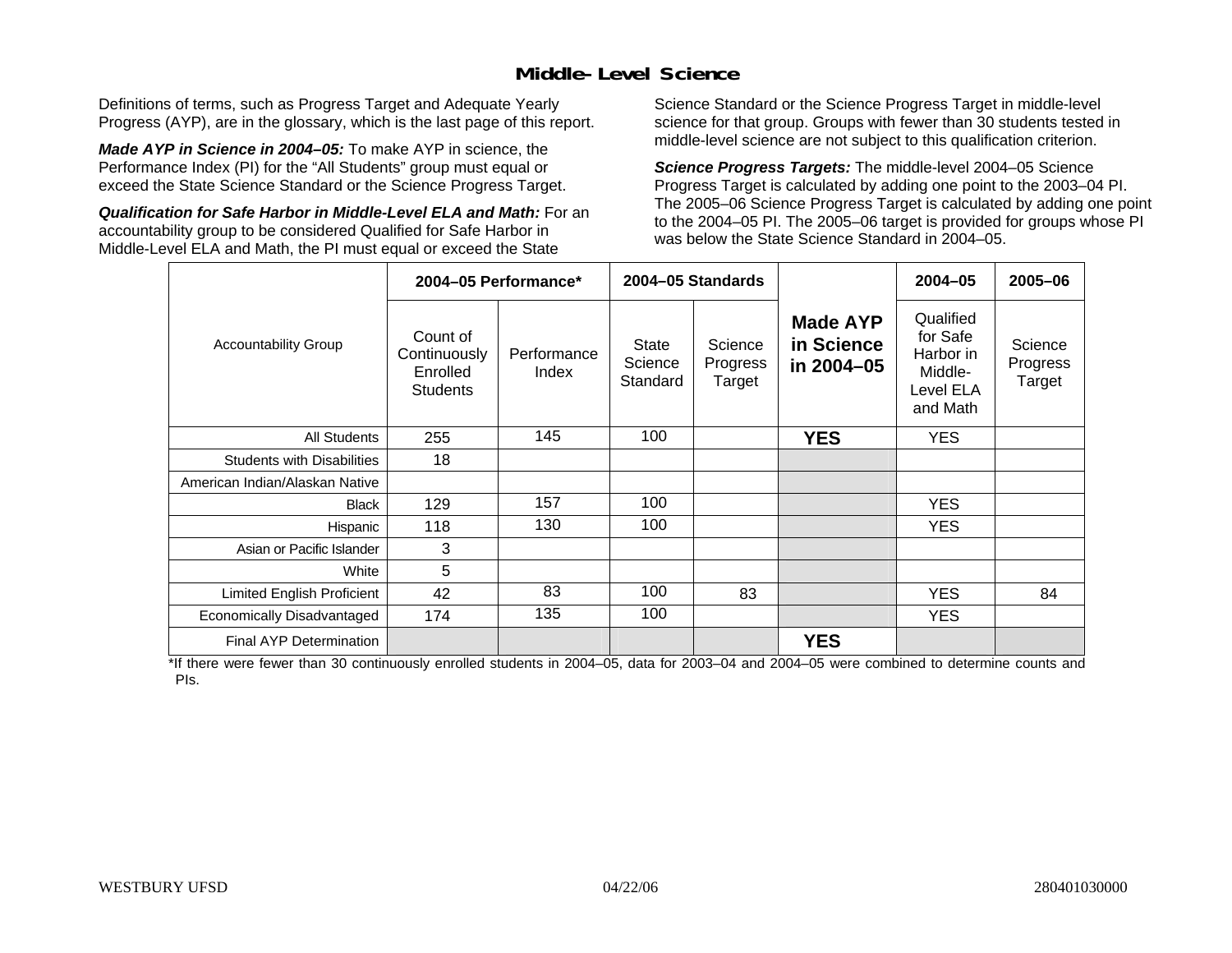## Middle-Level Science

Definitions of terms, such as Progress Target and Adequate Yearly Progress (AYP), are in the glossary, which is the last page of this report.

***Made AYP in Science in 2004–05:*** To make AYP in science, the Performance Index (PI) for the "All Students" group must equal or exceed the State Science Standard or the Science Progress Target.

***Qualification for Safe Harbor in Middle-Level ELA and Math:*** For an accountability group to be considered Qualified for Safe Harbor in Middle-Level ELA and Math, the PI must equal or exceed the State Science Standard or the Science Progress Target in middle-level science for that group. Groups with fewer than 30 students tested in middle-level science are not subject to this qualification criterion.

***Science Progress Targets:*** The middle-level 2004–05 Science Progress Target is calculated by adding one point to the 2003–04 PI. The 2005–06 Science Progress Target is calculated by adding one point to the 2004–05 PI. The 2005–06 target is provided for groups whose PI was below the State Science Standard in 2004–05.

| Accountability Group | 2004–05 Performance* | | 2004–05 Standards | | Made AYP in Science in 2004–05 | 2004–05 | 2005–06 |
|---|---|---|---|---|---|---|---|
| | Count of Continuously Enrolled Students | Performance Index | State Science Standard | Science Progress Target | | Qualified for Safe Harbor in Middle-Level ELA and Math | Science Progress Target |
| All Students | 255 | 145 | 100 | | **YES** | YES | |
| Students with Disabilities | 18 | | | | | | |
| American Indian/Alaskan Native | | | | | | | |
| Black | 129 | 157 | 100 | | | YES | |
| Hispanic | 118 | 130 | 100 | | | YES | |
| Asian or Pacific Islander | 3 | | | | | | |
| White | 5 | | | | | | |
| Limited English Proficient | 42 | 83 | 100 | 83 | | YES | 84 |
| Economically Disadvantaged | 174 | 135 | 100 | | | YES | |
| Final AYP Determination | | | | | **YES** | | |

*If there were fewer than 30 continuously enrolled students in 2004–05, data for 2003–04 and 2004–05 were combined to determine counts and PIs.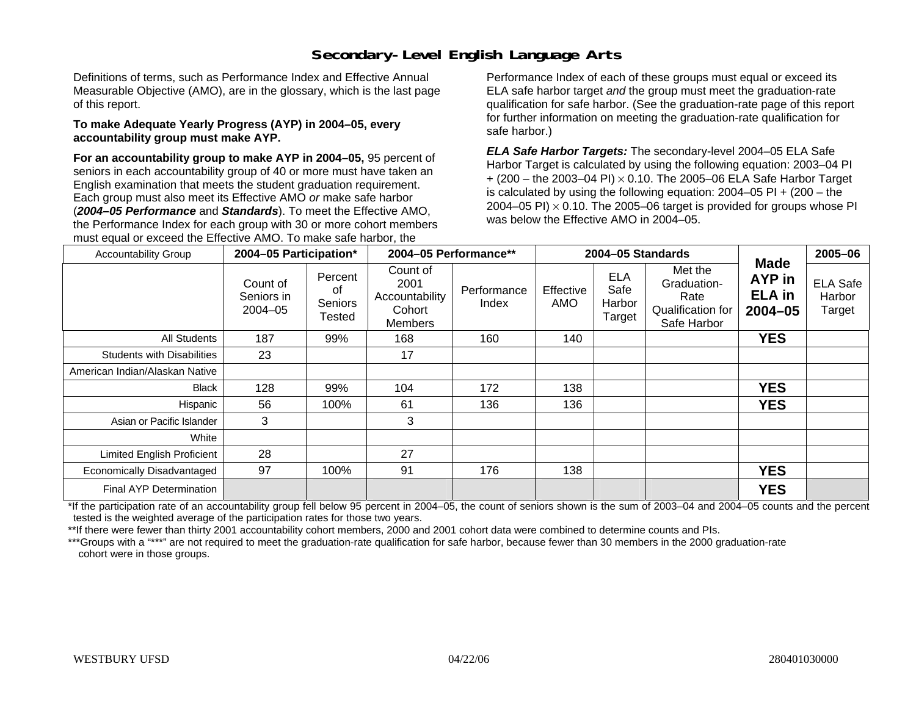# Secondary-Level English Language Arts

Definitions of terms, such as Performance Index and Effective Annual Measurable Objective (AMO), are in the glossary, which is the last page of this report.

**To make Adequate Yearly Progress (AYP) in 2004–05, every accountability group must make AYP.**

**For an accountability group to make AYP in 2004–05,** 95 percent of seniors in each accountability group of 40 or more must have taken an English examination that meets the student graduation requirement. Each group must also meet its Effective AMO *or* make safe harbor (***2004–05 Performance*** and ***Standards***). To meet the Effective AMO, the Performance Index for each group with 30 or more cohort members must equal or exceed the Effective AMO. To make safe harbor, the Performance Index of each of these groups must equal or exceed its ELA safe harbor target *and* the group must meet the graduation-rate qualification for safe harbor. (See the graduation-rate page of this report for further information on meeting the graduation-rate qualification for safe harbor.)

***ELA Safe Harbor Targets:*** The secondary-level 2004–05 ELA Safe Harbor Target is calculated by using the following equation: 2003–04 PI + (200 – the 2003–04 PI) × 0.10. The 2005–06 ELA Safe Harbor Target is calculated by using the following equation: 2004–05 PI + (200 – the 2004–05 PI) × 0.10. The 2005–06 target is provided for groups whose PI was below the Effective AMO in 2004–05.

| Accountability Group | 2004–05 Participation* | | 2004–05 Performance** | | 2004–05 Standards | | | Made AYP in ELA in 2004–05 | 2005–06 |
|---|---|---|---|---|---|---|---|---|---|
| | Count of Seniors in 2004–05 | Percent of Seniors Tested | Count of 2001 Accountability Cohort Members | Performance Index | Effective AMO | ELA Safe Harbor Target | Met the Graduation-Rate Qualification for Safe Harbor | | ELA Safe Harbor Target |
| All Students | 187 | 99% | 168 | 160 | 140 | | | **YES** | |
| Students with Disabilities | 23 | | 17 | | | | | | |
| American Indian/Alaskan Native | | | | | | | | | |
| Black | 128 | 99% | 104 | 172 | 138 | | | **YES** | |
| Hispanic | 56 | 100% | 61 | 136 | 136 | | | **YES** | |
| Asian or Pacific Islander | 3 | | 3 | | | | | | |
| White | | | | | | | | | |
| Limited English Proficient | 28 | | 27 | | | | | | |
| Economically Disadvantaged | 97 | 100% | 91 | 176 | 138 | | | **YES** | |
| Final AYP Determination | | | | | | | | **YES** | |

*If the participation rate of an accountability group fell below 95 percent in 2004–05, the count of seniors shown is the sum of 2003–04 and 2004–05 counts and the percent tested is the weighted average of the participation rates for those two years.

**If there were fewer than thirty 2001 accountability cohort members, 2000 and 2001 cohort data were combined to determine counts and PIs.

***Groups with a "***" are not required to meet the graduation-rate qualification for safe harbor, because fewer than 30 members in the 2000 graduation-rate cohort were in those groups.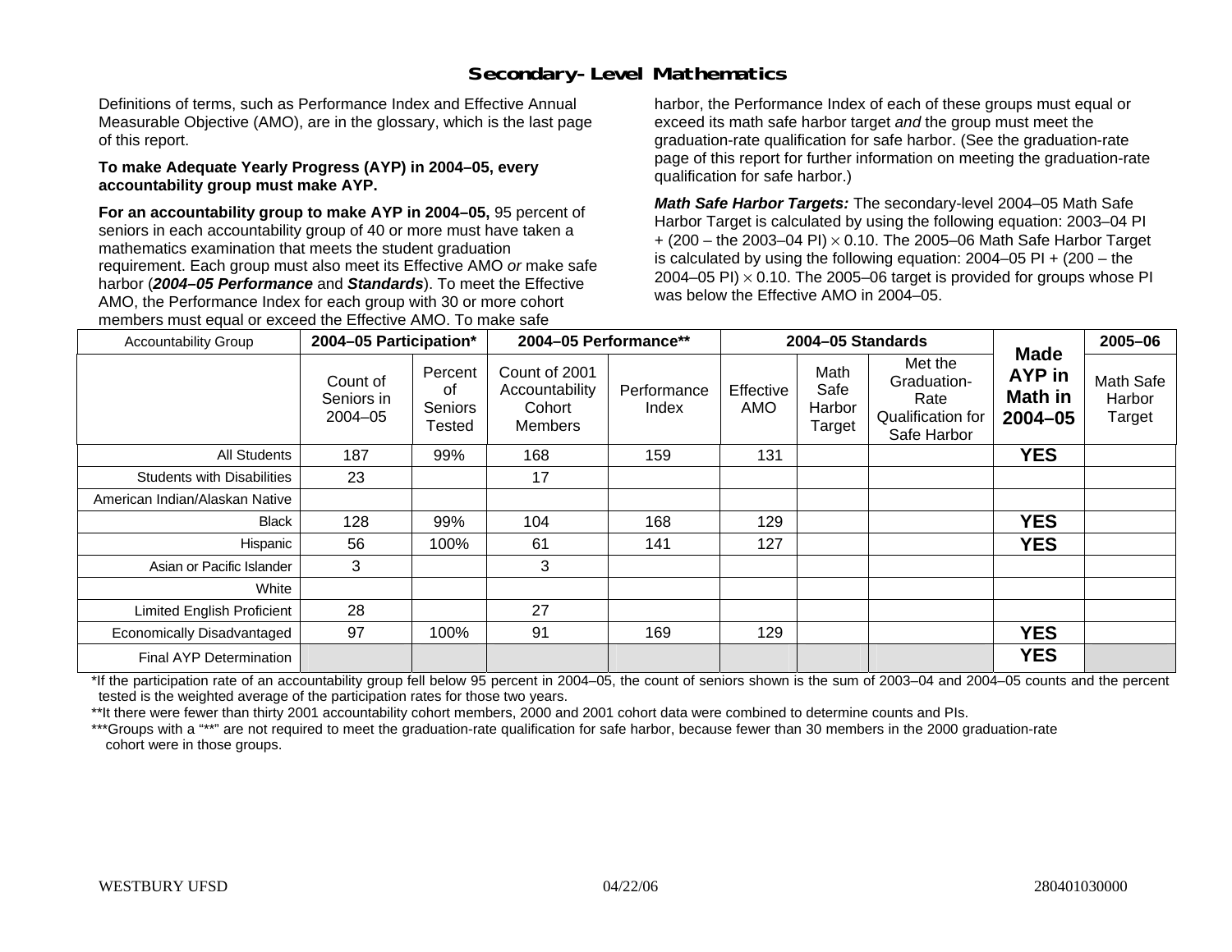# Secondary-Level Mathematics

Definitions of terms, such as Performance Index and Effective Annual Measurable Objective (AMO), are in the glossary, which is the last page of this report.

**To make Adequate Yearly Progress (AYP) in 2004–05, every accountability group must make AYP.**

**For an accountability group to make AYP in 2004–05,** 95 percent of seniors in each accountability group of 40 or more must have taken a mathematics examination that meets the student graduation requirement. Each group must also meet its Effective AMO *or* make safe harbor (***2004–05 Performance*** and ***Standards***). To meet the Effective AMO, the Performance Index for each group with 30 or more cohort members must equal or exceed the Effective AMO. To make safe harbor, the Performance Index of each of these groups must equal or exceed its math safe harbor target *and* the group must meet the graduation-rate qualification for safe harbor. (See the graduation-rate page of this report for further information on meeting the graduation-rate qualification for safe harbor.)

***Math Safe Harbor Targets:*** The secondary-level 2004–05 Math Safe Harbor Target is calculated by using the following equation: 2003–04 PI + (200 – the 2003–04 PI) $\times$ 0.10. The 2005–06 Math Safe Harbor Target is calculated by using the following equation: 2004–05 PI + (200 – the 2004–05 PI) $\times$ 0.10. The 2005–06 target is provided for groups whose PI was below the Effective AMO in 2004–05.

| Accountability Group | 2004–05 Participation* | | 2004–05 Performance** | | 2004–05 Standards | | | Made AYP in Math in 2004–05 | 2005–06 |
|---|---|---|---|---|---|---|---|---|---|
| | Count of Seniors in 2004–05 | Percent of Seniors Tested | Count of 2001 Accountability Cohort Members | Performance Index | Effective AMO | Math Safe Harbor Target | Met the Graduation-Rate Qualification for Safe Harbor | | Math Safe Harbor Target |
| All Students | 187 | 99% | 168 | 159 | 131 | | | **YES** | |
| Students with Disabilities | 23 | | 17 | | | | | | |
| American Indian/Alaskan Native | | | | | | | | | |
| Black | 128 | 99% | 104 | 168 | 129 | | | **YES** | |
| Hispanic | 56 | 100% | 61 | 141 | 127 | | | **YES** | |
| Asian or Pacific Islander | 3 | | 3 | | | | | | |
| White | | | | | | | | | |
| Limited English Proficient | 28 | | 27 | | | | | | |
| Economically Disadvantaged | 97 | 100% | 91 | 169 | 129 | | | **YES** | |
| Final AYP Determination | | | | | | | | **YES** | |

*If the participation rate of an accountability group fell below 95 percent in 2004–05, the count of seniors shown is the sum of 2003–04 and 2004–05 counts and the percent tested is the weighted average of the participation rates for those two years.

**It there were fewer than thirty 2001 accountability cohort members, 2000 and 2001 cohort data were combined to determine counts and PIs.

***Groups with a "**" are not required to meet the graduation-rate qualification for safe harbor, because fewer than 30 members in the 2000 graduation-rate cohort were in those groups.

WESTBURY UFSD 04/22/06 280401030000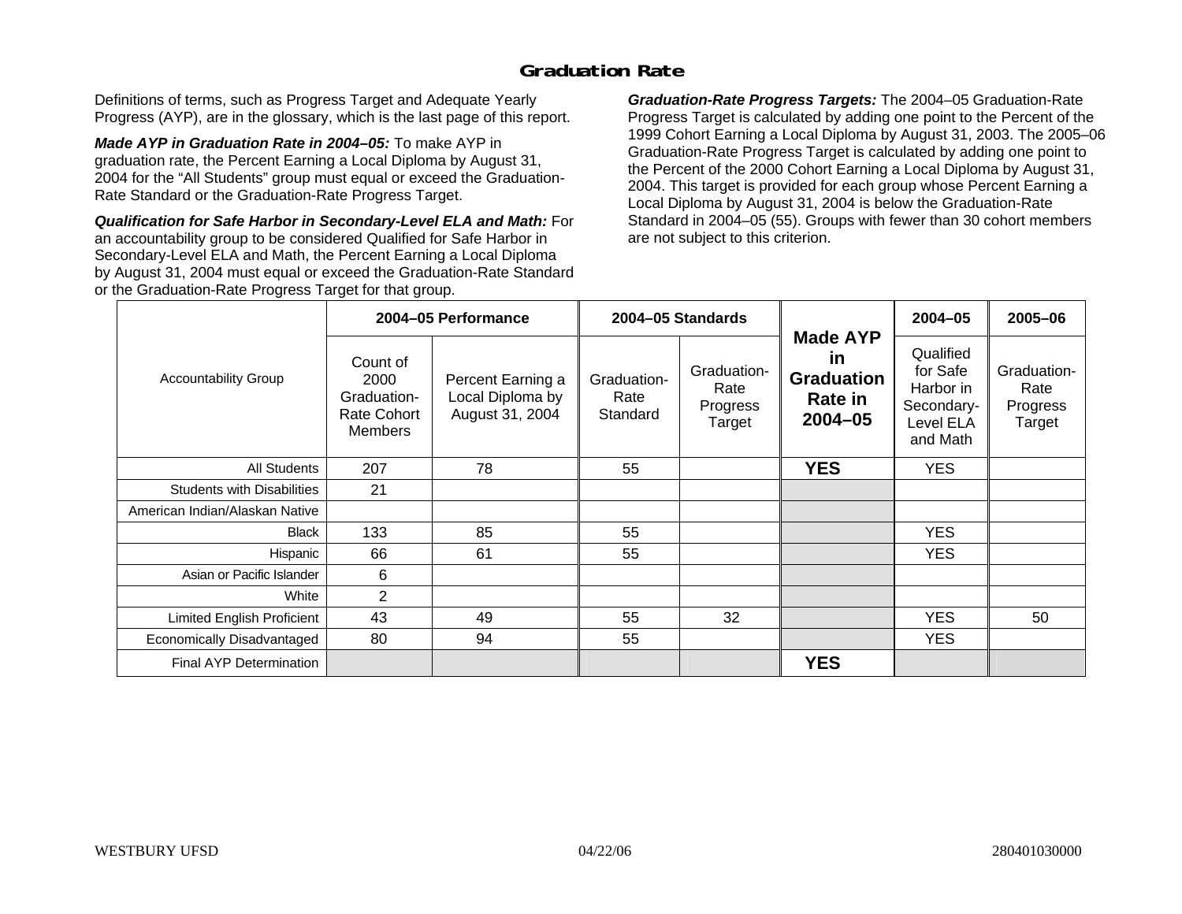# Graduation Rate

Definitions of terms, such as Progress Target and Adequate Yearly Progress (AYP), are in the glossary, which is the last page of this report.

***Made AYP in Graduation Rate in 2004–05:*** To make AYP in graduation rate, the Percent Earning a Local Diploma by August 31, 2004 for the "All Students" group must equal or exceed the Graduation-Rate Standard or the Graduation-Rate Progress Target.

***Qualification for Safe Harbor in Secondary-Level ELA and Math:*** For an accountability group to be considered Qualified for Safe Harbor in Secondary-Level ELA and Math, the Percent Earning a Local Diploma by August 31, 2004 must equal or exceed the Graduation-Rate Standard or the Graduation-Rate Progress Target for that group.

***Graduation-Rate Progress Targets:*** The 2004–05 Graduation-Rate Progress Target is calculated by adding one point to the Percent of the 1999 Cohort Earning a Local Diploma by August 31, 2003. The 2005–06 Graduation-Rate Progress Target is calculated by adding one point to the Percent of the 2000 Cohort Earning a Local Diploma by August 31, 2004. This target is provided for each group whose Percent Earning a Local Diploma by August 31, 2004 is below the Graduation-Rate Standard in 2004–05 (55). Groups with fewer than 30 cohort members are not subject to this criterion.

| Accountability Group | 2004–05 Performance | | 2004–05 Standards | | Made AYP in Graduation Rate in 2004–05 | 2004–05 | 2005–06 |
|---|---|---|---|---|---|---|---|
| | Count of 2000 Graduation-Rate Cohort Members | Percent Earning a Local Diploma by August 31, 2004 | Graduation-Rate Standard | Graduation-Rate Progress Target | | Qualified for Safe Harbor in Secondary-Level ELA and Math | Graduation-Rate Progress Target |
| All Students | 207 | 78 | 55 | | **YES** | YES | |
| Students with Disabilities | 21 | | | | | | |
| American Indian/Alaskan Native | | | | | | | |
| Black | 133 | 85 | 55 | | | YES | |
| Hispanic | 66 | 61 | 55 | | | YES | |
| Asian or Pacific Islander | 6 | | | | | | |
| White | 2 | | | | | | |
| Limited English Proficient | 43 | 49 | 55 | 32 | | YES | 50 |
| Economically Disadvantaged | 80 | 94 | 55 | | | YES | |
| Final AYP Determination | | | | | **YES** | | |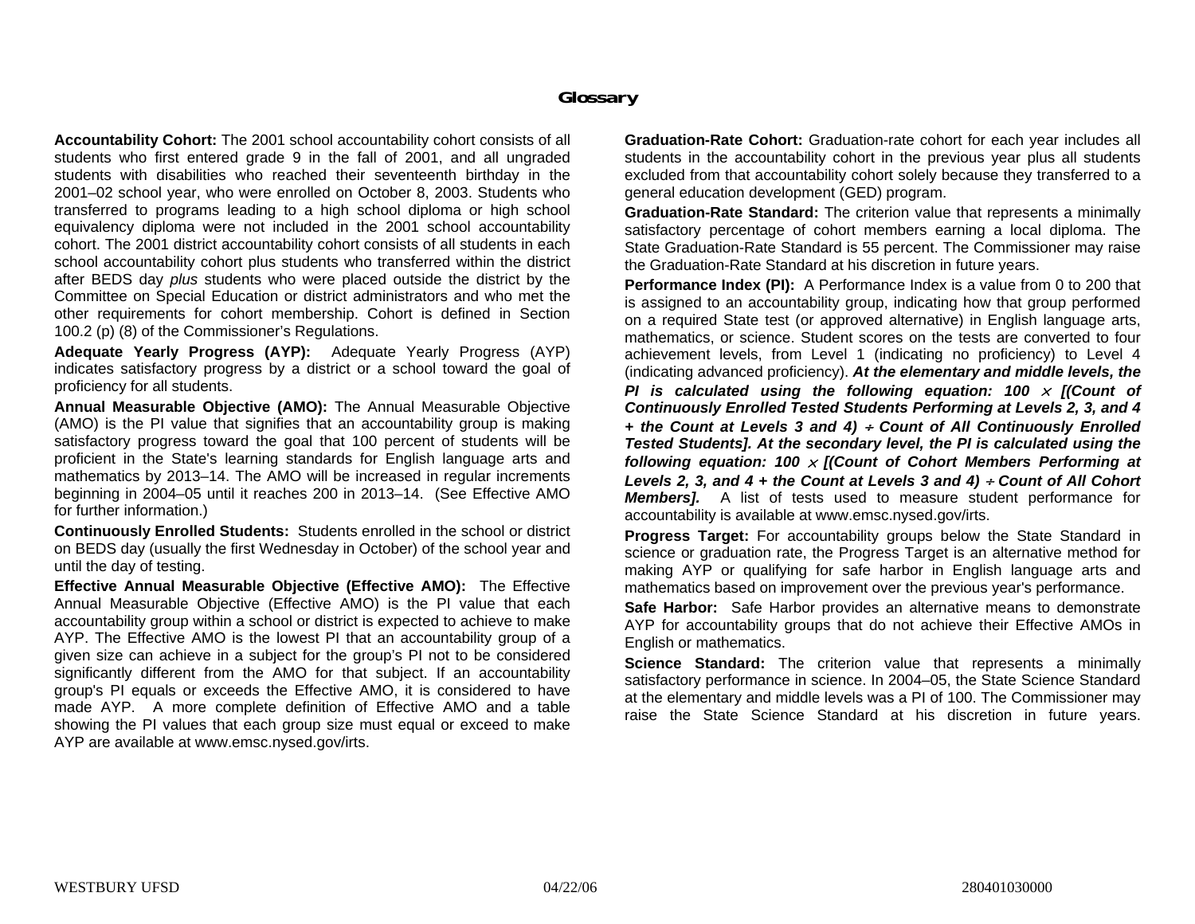# Glossary

**Accountability Cohort:** The 2001 school accountability cohort consists of all students who first entered grade 9 in the fall of 2001, and all ungraded students with disabilities who reached their seventeenth birthday in the 2001–02 school year, who were enrolled on October 8, 2003. Students who transferred to programs leading to a high school diploma or high school equivalency diploma were not included in the 2001 school accountability cohort. The 2001 district accountability cohort consists of all students in each school accountability cohort plus students who transferred within the district after BEDS day *plus* students who were placed outside the district by the Committee on Special Education or district administrators and who met the other requirements for cohort membership. Cohort is defined in Section 100.2 (p) (8) of the Commissioner's Regulations.

**Adequate Yearly Progress (AYP):** Adequate Yearly Progress (AYP) indicates satisfactory progress by a district or a school toward the goal of proficiency for all students.

**Annual Measurable Objective (AMO):** The Annual Measurable Objective (AMO) is the PI value that signifies that an accountability group is making satisfactory progress toward the goal that 100 percent of students will be proficient in the State's learning standards for English language arts and mathematics by 2013–14. The AMO will be increased in regular increments beginning in 2004–05 until it reaches 200 in 2013–14. (See Effective AMO for further information.)

**Continuously Enrolled Students:** Students enrolled in the school or district on BEDS day (usually the first Wednesday in October) of the school year and until the day of testing.

**Effective Annual Measurable Objective (Effective AMO):** The Effective Annual Measurable Objective (Effective AMO) is the PI value that each accountability group within a school or district is expected to achieve to make AYP. The Effective AMO is the lowest PI that an accountability group of a given size can achieve in a subject for the group's PI not to be considered significantly different from the AMO for that subject. If an accountability group's PI equals or exceeds the Effective AMO, it is considered to have made AYP. A more complete definition of Effective AMO and a table showing the PI values that each group size must equal or exceed to make AYP are available at www.emsc.nysed.gov/irts.

**Graduation-Rate Cohort:** Graduation-rate cohort for each year includes all students in the accountability cohort in the previous year plus all students excluded from that accountability cohort solely because they transferred to a general education development (GED) program.

**Graduation-Rate Standard:** The criterion value that represents a minimally satisfactory percentage of cohort members earning a local diploma. The State Graduation-Rate Standard is 55 percent. The Commissioner may raise the Graduation-Rate Standard at his discretion in future years.

**Performance Index (PI):** A Performance Index is a value from 0 to 200 that is assigned to an accountability group, indicating how that group performed on a required State test (or approved alternative) in English language arts, mathematics, or science. Student scores on the tests are converted to four achievement levels, from Level 1 (indicating no proficiency) to Level 4 (indicating advanced proficiency). ***At the elementary and middle levels, the PI is calculated using the following equation: 100 × [(Count of Continuously Enrolled Tested Students Performing at Levels 2, 3, and 4 + the Count at Levels 3 and 4) ÷ Count of All Continuously Enrolled Tested Students]. At the secondary level, the PI is calculated using the following equation: 100 × [(Count of Cohort Members Performing at Levels 2, 3, and 4 + the Count at Levels 3 and 4) ÷ Count of All Cohort Members].*** A list of tests used to measure student performance for accountability is available at www.emsc.nysed.gov/irts.

**Progress Target:** For accountability groups below the State Standard in science or graduation rate, the Progress Target is an alternative method for making AYP or qualifying for safe harbor in English language arts and mathematics based on improvement over the previous year's performance.

**Safe Harbor:** Safe Harbor provides an alternative means to demonstrate AYP for accountability groups that do not achieve their Effective AMOs in English or mathematics.

**Science Standard:** The criterion value that represents a minimally satisfactory performance in science. In 2004–05, the State Science Standard at the elementary and middle levels was a PI of 100. The Commissioner may raise the State Science Standard at his discretion in future years.